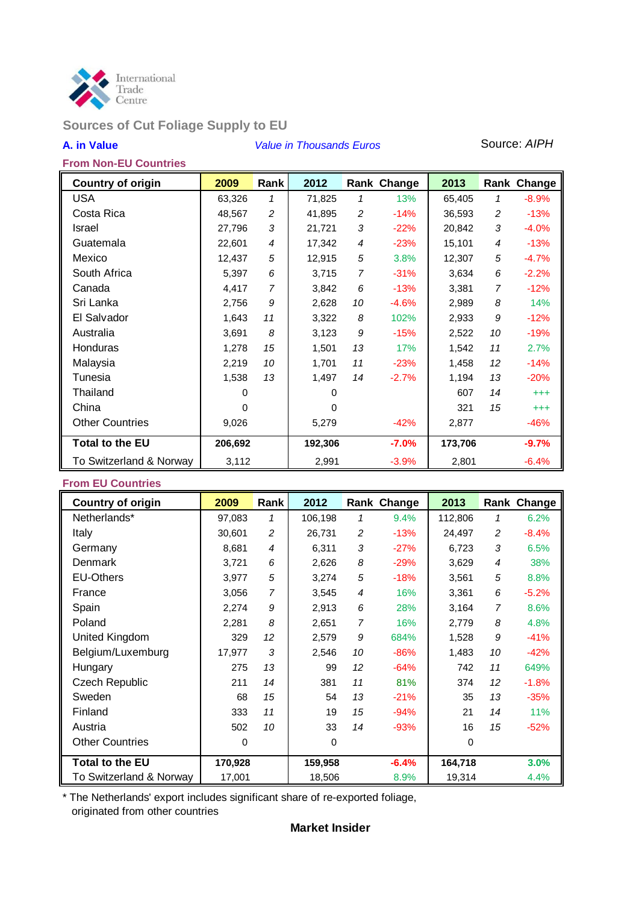International Trade Centre

## Sources of Cut Foliage Supply to EU

**A. in Value** *Value in Thousands Euros* Source: *AIPH*

### From Non-EU Countries

| Country of origin | 2009 | Rank | 2012 | Rank | Change | 2013 | Rank | Change |
|---|---|---|---|---|---|---|---|---|
| USA | 63,326 | 1 | 71,825 | 1 | 13% | 65,405 | 1 | -8.9% |
| Costa Rica | 48,567 | 2 | 41,895 | 2 | -14% | 36,593 | 2 | -13% |
| Israel | 27,796 | 3 | 21,721 | 3 | -22% | 20,842 | 3 | -4.0% |
| Guatemala | 22,601 | 4 | 17,342 | 4 | -23% | 15,101 | 4 | -13% |
| Mexico | 12,437 | 5 | 12,915 | 5 | 3.8% | 12,307 | 5 | -4.7% |
| South Africa | 5,397 | 6 | 3,715 | 7 | -31% | 3,634 | 6 | -2.2% |
| Canada | 4,417 | 7 | 3,842 | 6 | -13% | 3,381 | 7 | -12% |
| Sri Lanka | 2,756 | 9 | 2,628 | 10 | -4.6% | 2,989 | 8 | 14% |
| El Salvador | 1,643 | 11 | 3,322 | 8 | 102% | 2,933 | 9 | -12% |
| Australia | 3,691 | 8 | 3,123 | 9 | -15% | 2,522 | 10 | -19% |
| Honduras | 1,278 | 15 | 1,501 | 13 | 17% | 1,542 | 11 | 2.7% |
| Malaysia | 2,219 | 10 | 1,701 | 11 | -23% | 1,458 | 12 | -14% |
| Tunesia | 1,538 | 13 | 1,497 | 14 | -2.7% | 1,194 | 13 | -20% |
| Thailand | 0 | | 0 | | | 607 | 14 | +++ |
| China | 0 | | 0 | | | 321 | 15 | +++ |
| Other Countries | 9,026 | | 5,279 | | -42% | 2,877 | | -46% |
| **Total to the EU** | **206,692** | | **192,306** | | **-7.0%** | **173,706** | | **-9.7%** |
| To Switzerland & Norway | 3,112 | | 2,991 | | -3.9% | 2,801 | | -6.4% |

### From EU Countries

| Country of origin | 2009 | Rank | 2012 | Rank | Change | 2013 | Rank | Change |
|---|---|---|---|---|---|---|---|---|
| Netherlands* | 97,083 | 1 | 106,198 | 1 | 9.4% | 112,806 | 1 | 6.2% |
| Italy | 30,601 | 2 | 26,731 | 2 | -13% | 24,497 | 2 | -8.4% |
| Germany | 8,681 | 4 | 6,311 | 3 | -27% | 6,723 | 3 | 6.5% |
| Denmark | 3,721 | 6 | 2,626 | 8 | -29% | 3,629 | 4 | 38% |
| EU-Others | 3,977 | 5 | 3,274 | 5 | -18% | 3,561 | 5 | 8.8% |
| France | 3,056 | 7 | 3,545 | 4 | 16% | 3,361 | 6 | -5.2% |
| Spain | 2,274 | 9 | 2,913 | 6 | 28% | 3,164 | 7 | 8.6% |
| Poland | 2,281 | 8 | 2,651 | 7 | 16% | 2,779 | 8 | 4.8% |
| United Kingdom | 329 | 12 | 2,579 | 9 | 684% | 1,528 | 9 | -41% |
| Belgium/Luxemburg | 17,977 | 3 | 2,546 | 10 | -86% | 1,483 | 10 | -42% |
| Hungary | 275 | 13 | 99 | 12 | -64% | 742 | 11 | 649% |
| Czech Republic | 211 | 14 | 381 | 11 | 81% | 374 | 12 | -1.8% |
| Sweden | 68 | 15 | 54 | 13 | -21% | 35 | 13 | -35% |
| Finland | 333 | 11 | 19 | 15 | -94% | 21 | 14 | 11% |
| Austria | 502 | 10 | 33 | 14 | -93% | 16 | 15 | -52% |
| Other Countries | 0 | | 0 | | | 0 | | |
| **Total to the EU** | **170,928** | | **159,958** | | **-6.4%** | **164,718** | | **3.0%** |
| To Switzerland & Norway | 17,001 | | 18,506 | | 8.9% | 19,314 | | 4.4% |

* The Netherlands' export includes significant share of re-exported foliage, originated from other countries

**Market Insider**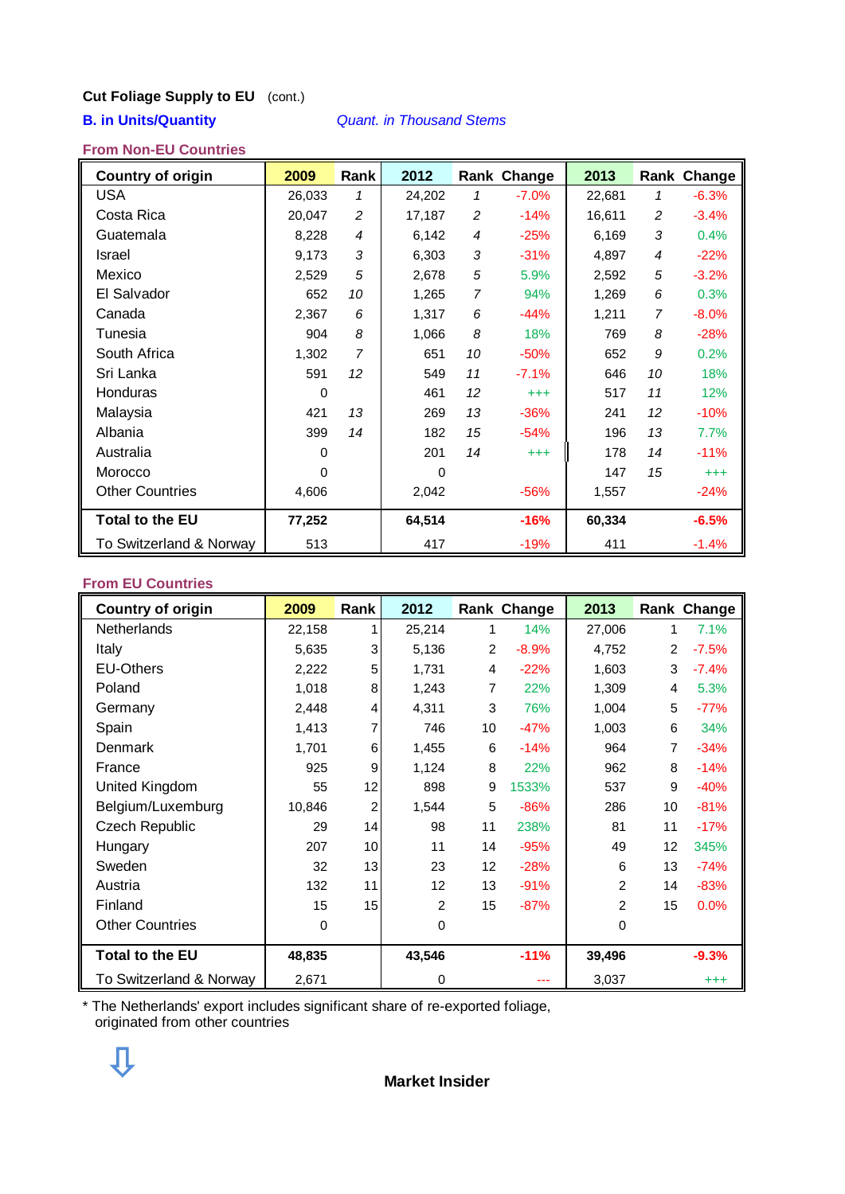**Cut Foliage Supply to EU** (cont.)

**B. in Units/Quantity** *Quant. in Thousand Stems*

**From Non-EU Countries**

| Country of origin | 2009 | Rank | 2012 | Rank | Change | 2013 | Rank | Change |
|---|---|---|---|---|---|---|---|---|
| USA | 26,033 | 1 | 24,202 | 1 | -7.0% | 22,681 | 1 | -6.3% |
| Costa Rica | 20,047 | 2 | 17,187 | 2 | -14% | 16,611 | 2 | -3.4% |
| Guatemala | 8,228 | 4 | 6,142 | 4 | -25% | 6,169 | 3 | 0.4% |
| Israel | 9,173 | 3 | 6,303 | 3 | -31% | 4,897 | 4 | -22% |
| Mexico | 2,529 | 5 | 2,678 | 5 | 5.9% | 2,592 | 5 | -3.2% |
| El Salvador | 652 | 10 | 1,265 | 7 | 94% | 1,269 | 6 | 0.3% |
| Canada | 2,367 | 6 | 1,317 | 6 | -44% | 1,211 | 7 | -8.0% |
| Tunesia | 904 | 8 | 1,066 | 8 | 18% | 769 | 8 | -28% |
| South Africa | 1,302 | 7 | 651 | 10 | -50% | 652 | 9 | 0.2% |
| Sri Lanka | 591 | 12 | 549 | 11 | -7.1% | 646 | 10 | 18% |
| Honduras | 0 | | 461 | 12 | +++ | 517 | 11 | 12% |
| Malaysia | 421 | 13 | 269 | 13 | -36% | 241 | 12 | -10% |
| Albania | 399 | 14 | 182 | 15 | -54% | 196 | 13 | 7.7% |
| Australia | 0 | | 201 | 14 | +++ | 178 | 14 | -11% |
| Morocco | 0 | | 0 | | | 147 | 15 | +++ |
| Other Countries | 4,606 | | 2,042 | | -56% | 1,557 | | -24% |
| **Total to the EU** | **77,252** | | **64,514** | | **-16%** | **60,334** | | **-6.5%** |
| To Switzerland & Norway | 513 | | 417 | | -19% | 411 | | -1.4% |

**From EU Countries**

| Country of origin | 2009 | Rank | 2012 | Rank | Change | 2013 | Rank | Change |
|---|---|---|---|---|---|---|---|---|
| Netherlands | 22,158 | 1 | 25,214 | 1 | 14% | 27,006 | 1 | 7.1% |
| Italy | 5,635 | 3 | 5,136 | 2 | -8.9% | 4,752 | 2 | -7.5% |
| EU-Others | 2,222 | 5 | 1,731 | 4 | -22% | 1,603 | 3 | -7.4% |
| Poland | 1,018 | 8 | 1,243 | 7 | 22% | 1,309 | 4 | 5.3% |
| Germany | 2,448 | 4 | 4,311 | 3 | 76% | 1,004 | 5 | -77% |
| Spain | 1,413 | 7 | 746 | 10 | -47% | 1,003 | 6 | 34% |
| Denmark | 1,701 | 6 | 1,455 | 6 | -14% | 964 | 7 | -34% |
| France | 925 | 9 | 1,124 | 8 | 22% | 962 | 8 | -14% |
| United Kingdom | 55 | 12 | 898 | 9 | 1533% | 537 | 9 | -40% |
| Belgium/Luxemburg | 10,846 | 2 | 1,544 | 5 | -86% | 286 | 10 | -81% |
| Czech Republic | 29 | 14 | 98 | 11 | 238% | 81 | 11 | -17% |
| Hungary | 207 | 10 | 11 | 14 | -95% | 49 | 12 | 345% |
| Sweden | 32 | 13 | 23 | 12 | -28% | 6 | 13 | -74% |
| Austria | 132 | 11 | 12 | 13 | -91% | 2 | 14 | -83% |
| Finland | 15 | 15 | 2 | 15 | -87% | 2 | 15 | 0.0% |
| Other Countries | 0 | | 0 | | | 0 | | |
| **Total to the EU** | **48,835** | | **43,546** | | **-11%** | **39,496** | | **-9.3%** |
| To Switzerland & Norway | 2,671 | | 0 | | --- | 3,037 | | +++ |

\* The Netherlands' export includes significant share of re-exported foliage, originated from other countries

**Market Insider**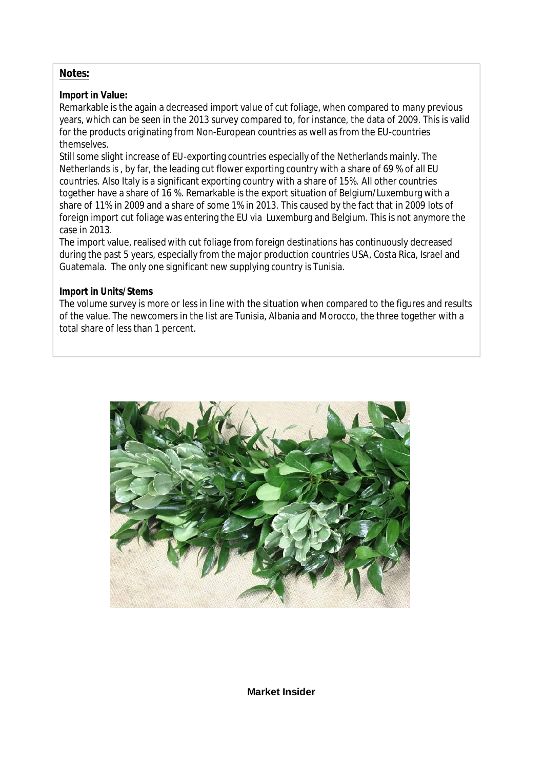**Notes:**

**Import in Value:**

Remarkable is the again a decreased import value of cut foliage, when compared to many previous years, which can be seen in the 2013 survey compared to, for instance, the data of 2009. This is valid for the products originating from Non-European countries as well as from the EU-countries themselves.

Still some slight increase of EU-exporting countries especially of the Netherlands mainly. The Netherlands is , by far, the leading cut flower exporting country with a share of 69 % of all EU countries. Also Italy is a significant exporting country with a share of 15%. All other countries together have a share of 16 %. Remarkable is the export situation of Belgium/Luxemburg with a share of 11% in 2009 and a share of some 1% in 2013. This caused by the fact that in 2009 lots of foreign import cut foliage was entering the EU via Luxemburg and Belgium. This is not anymore the case in 2013.

The import value, realised with cut foliage from foreign destinations has continuously decreased during the past 5 years, especially from the major production countries USA, Costa Rica, Israel and Guatemala. The only one significant new supplying country is Tunisia.

**Import in Units/Stems**

The volume survey is more or less in line with the situation when compared to the figures and results of the value. The newcomers in the list are Tunisia, Albania and Morocco, the three together with a total share of less than 1 percent.